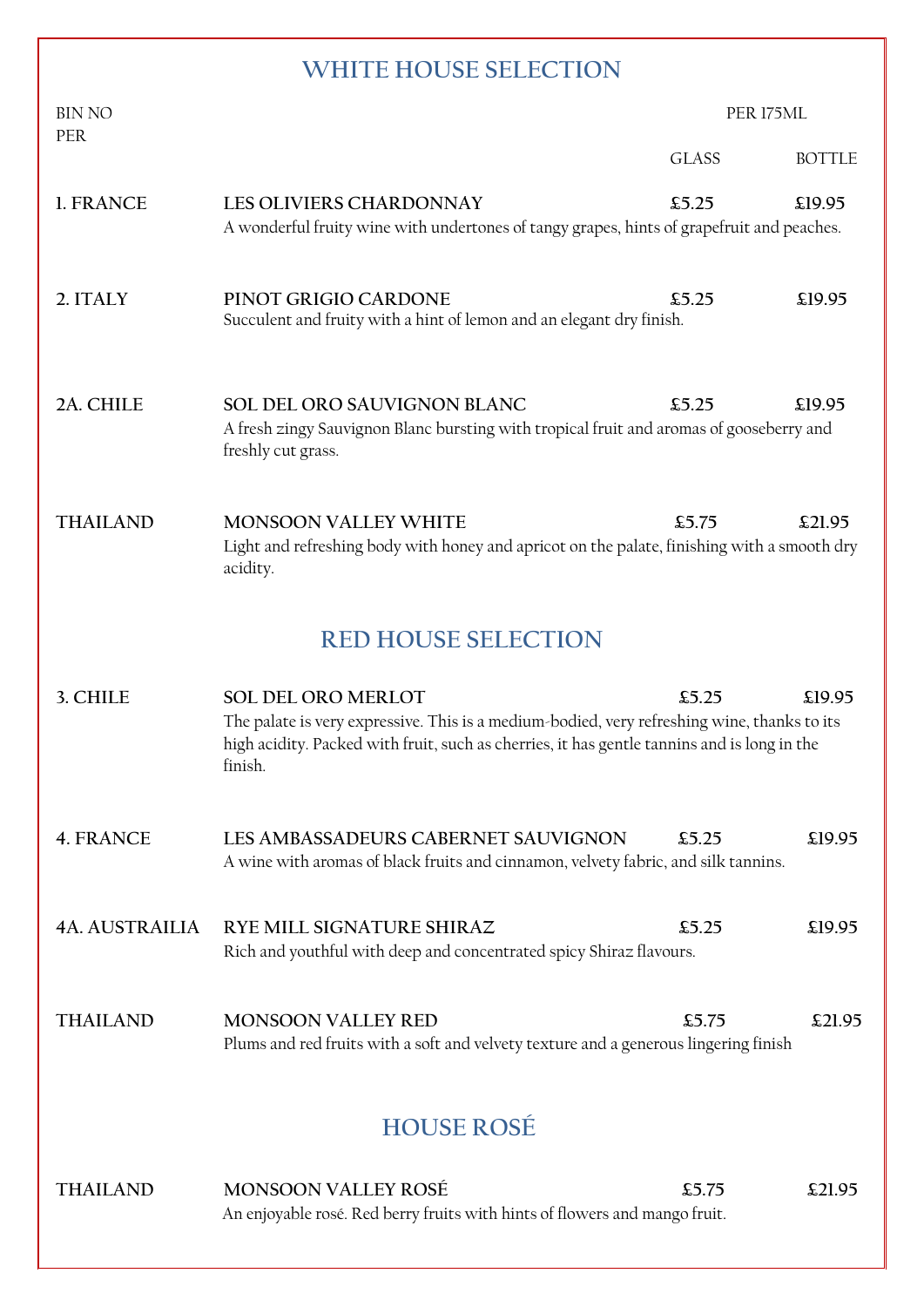## WHITE HOUSE SELECTION

| BIN NO PER | | PER 175ML GLASS | BOTTLE |
|---|---|---|---|
| 1. FRANCE | **LES OLIVIERS CHARDONNAY**<br>A wonderful fruity wine with undertones of tangy grapes, hints of grapefruit and peaches. | £5.25 | £19.95 |
| 2. ITALY | **PINOT GRIGIO CARDONE**<br>Succulent and fruity with a hint of lemon and an elegant dry finish. | £5.25 | £19.95 |
| 2A. CHILE | **SOL DEL ORO SAUVIGNON BLANC**<br>A fresh zingy Sauvignon Blanc bursting with tropical fruit and aromas of gooseberry and freshly cut grass. | £5.25 | £19.95 |
| THAILAND | **MONSOON VALLEY WHITE**<br>Light and refreshing body with honey and apricot on the palate, finishing with a smooth dry acidity. | £5.75 | £21.95 |

## RED HOUSE SELECTION

| BIN NO | | GLASS | BOTTLE |
|---|---|---|---|
| 3. CHILE | **SOL DEL ORO MERLOT**<br>The palate is very expressive. This is a medium-bodied, very refreshing wine, thanks to its high acidity. Packed with fruit, such as cherries, it has gentle tannins and is long in the finish. | £5.25 | £19.95 |
| 4. FRANCE | **LES AMBASSADEURS CABERNET SAUVIGNON**<br>A wine with aromas of black fruits and cinnamon, velvety fabric, and silk tannins. | £5.25 | £19.95 |
| 4A. AUSTRAILIA | **RYE MILL SIGNATURE SHIRAZ**<br>Rich and youthful with deep and concentrated spicy Shiraz flavours. | £5.25 | £19.95 |
| THAILAND | **MONSOON VALLEY RED**<br>Plums and red fruits with a soft and velvety texture and a generous lingering finish | £5.75 | £21.95 |

## HOUSE ROSÉ

| BIN NO | | GLASS | BOTTLE |
|---|---|---|---|
| THAILAND | **MONSOON VALLEY ROSÉ**<br>An enjoyable rosé. Red berry fruits with hints of flowers and mango fruit. | £5.75 | £21.95 |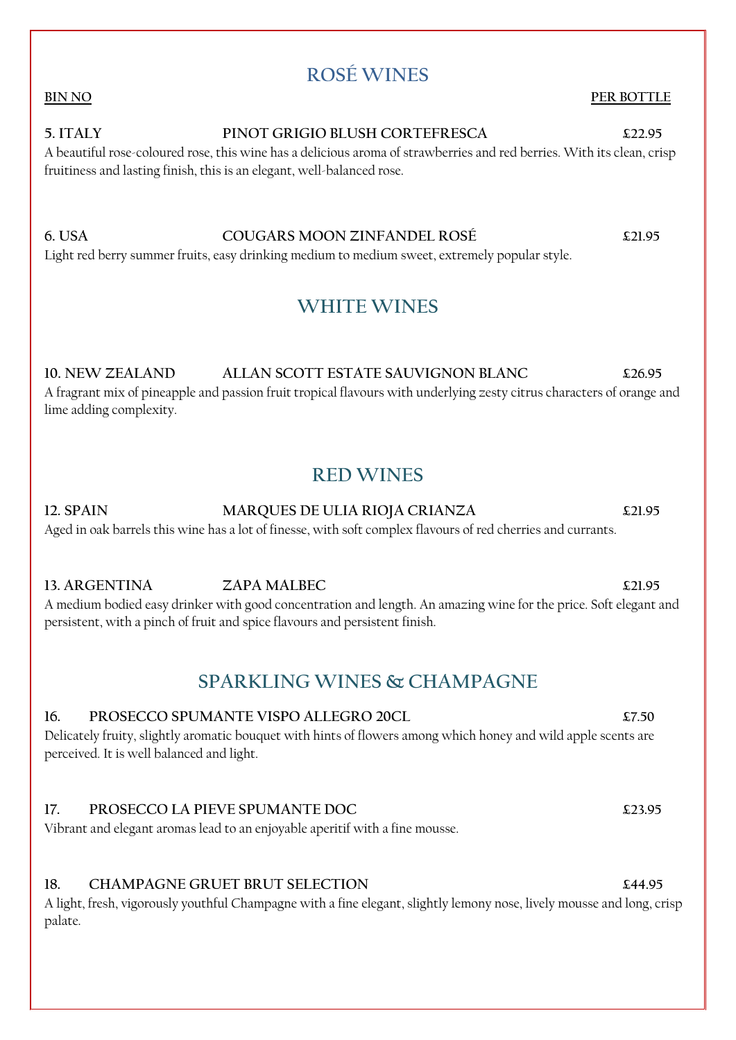## ROSÉ WINES

**BIN NO** **PER BOTTLE**

**5. ITALY** **PINOT GRIGIO BLUSH CORTEFRESCA** **£22.95**

A beautiful rose-coloured rose, this wine has a delicious aroma of strawberries and red berries. With its clean, crisp fruitiness and lasting finish, this is an elegant, well-balanced rose.

**6. USA** **COUGARS MOON ZINFANDEL ROSÉ** **£21.95**

Light red berry summer fruits, easy drinking medium to medium sweet, extremely popular style.

## WHITE WINES

**10. NEW ZEALAND** **ALLAN SCOTT ESTATE SAUVIGNON BLANC** **£26.95**

A fragrant mix of pineapple and passion fruit tropical flavours with underlying zesty citrus characters of orange and lime adding complexity.

## RED WINES

**12. SPAIN** **MARQUES DE ULIA RIOJA CRIANZA** **£21.95**

Aged in oak barrels this wine has a lot of finesse, with soft complex flavours of red cherries and currants.

**13. ARGENTINA** **ZAPA MALBEC** **£21.95**

A medium bodied easy drinker with good concentration and length. An amazing wine for the price. Soft elegant and persistent, with a pinch of fruit and spice flavours and persistent finish.

## SPARKLING WINES & CHAMPAGNE

**16. PROSECCO SPUMANTE VISPO ALLEGRO 20CL** **£7.50**

Delicately fruity, slightly aromatic bouquet with hints of flowers among which honey and wild apple scents are perceived. It is well balanced and light.

**17. PROSECCO LA PIEVE SPUMANTE DOC** **£23.95**

Vibrant and elegant aromas lead to an enjoyable aperitif with a fine mousse.

**18. CHAMPAGNE GRUET BRUT SELECTION** **£44.95**

A light, fresh, vigorously youthful Champagne with a fine elegant, slightly lemony nose, lively mousse and long, crisp palate.